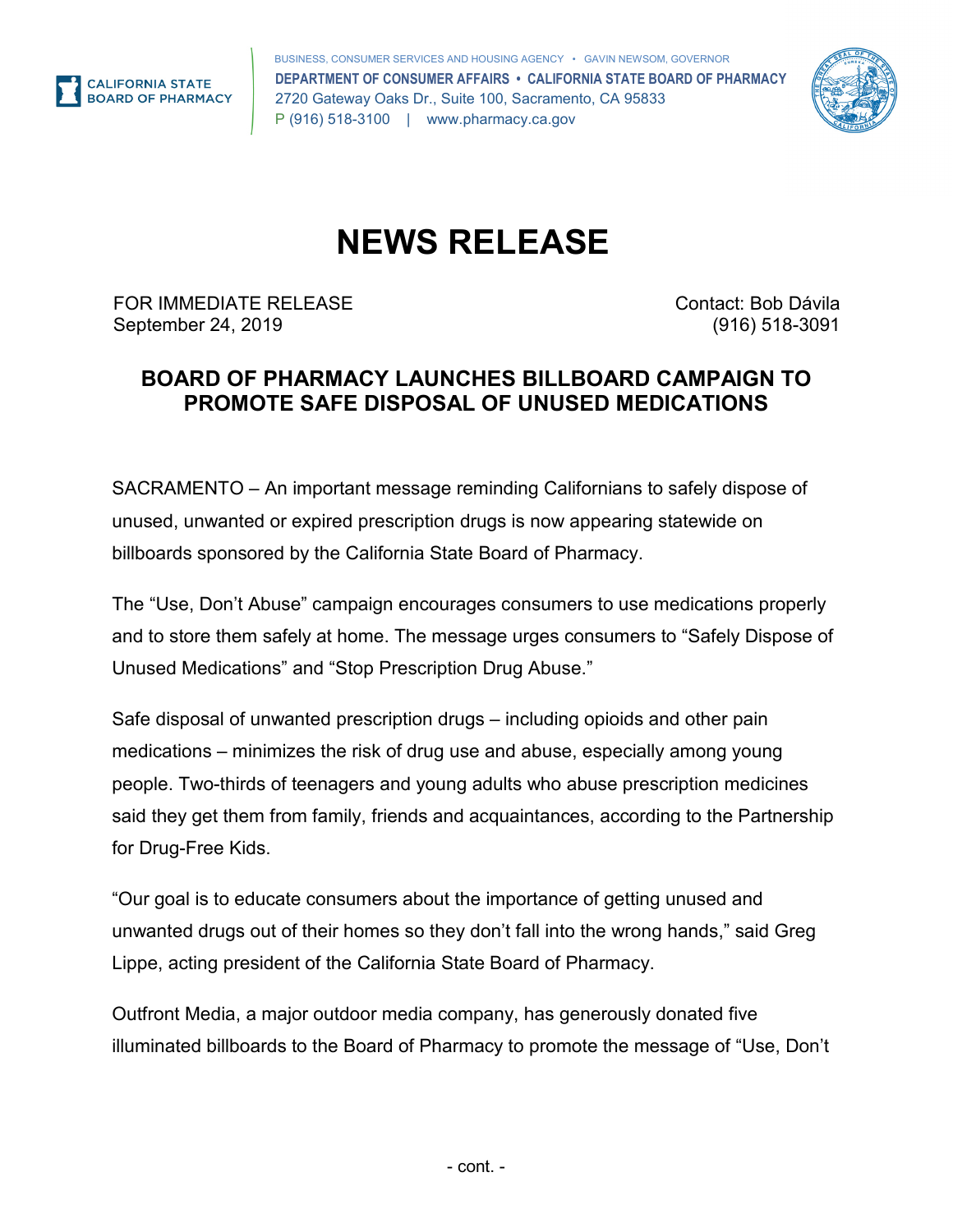CALIFORNIA STATE BOARD OF PHARMACY

BUSINESS, CONSUMER SERVICES AND HOUSING AGENCY • GAVIN NEWSOM, GOVERNOR
**DEPARTMENT OF CONSUMER AFFAIRS • CALIFORNIA STATE BOARD OF PHARMACY**
2720 Gateway Oaks Dr., Suite 100, Sacramento, CA 95833
P (916) 518-3100 | www.pharmacy.ca.gov

# NEWS RELEASE

FOR IMMEDIATE RELEASE
September 24, 2019

Contact: Bob Dávila
(916) 518-3091

## BOARD OF PHARMACY LAUNCHES BILLBOARD CAMPAIGN TO PROMOTE SAFE DISPOSAL OF UNUSED MEDICATIONS

SACRAMENTO – An important message reminding Californians to safely dispose of unused, unwanted or expired prescription drugs is now appearing statewide on billboards sponsored by the California State Board of Pharmacy.

The "Use, Don't Abuse" campaign encourages consumers to use medications properly and to store them safely at home. The message urges consumers to "Safely Dispose of Unused Medications" and "Stop Prescription Drug Abuse."

Safe disposal of unwanted prescription drugs – including opioids and other pain medications – minimizes the risk of drug use and abuse, especially among young people. Two-thirds of teenagers and young adults who abuse prescription medicines said they get them from family, friends and acquaintances, according to the Partnership for Drug-Free Kids.

"Our goal is to educate consumers about the importance of getting unused and unwanted drugs out of their homes so they don't fall into the wrong hands," said Greg Lippe, acting president of the California State Board of Pharmacy.

Outfront Media, a major outdoor media company, has generously donated five illuminated billboards to the Board of Pharmacy to promote the message of "Use, Don't

- cont. -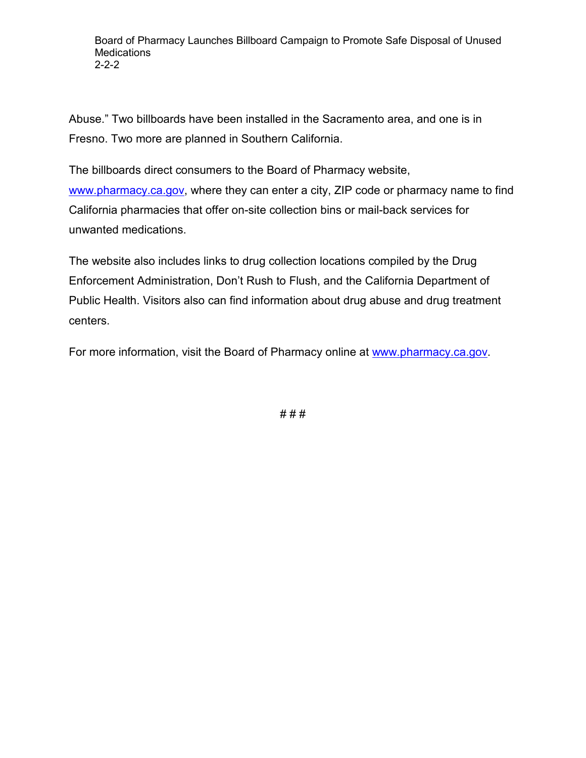Abuse." Two billboards have been installed in the Sacramento area, and one is in Fresno. Two more are planned in Southern California.

The billboards direct consumers to the Board of Pharmacy website, www.pharmacy.ca.gov, where they can enter a city, ZIP code or pharmacy name to find California pharmacies that offer on-site collection bins or mail-back services for unwanted medications.

The website also includes links to drug collection locations compiled by the Drug Enforcement Administration, Don't Rush to Flush, and the California Department of Public Health. Visitors also can find information about drug abuse and drug treatment centers.

For more information, visit the Board of Pharmacy online at www.pharmacy.ca.gov.

# # #